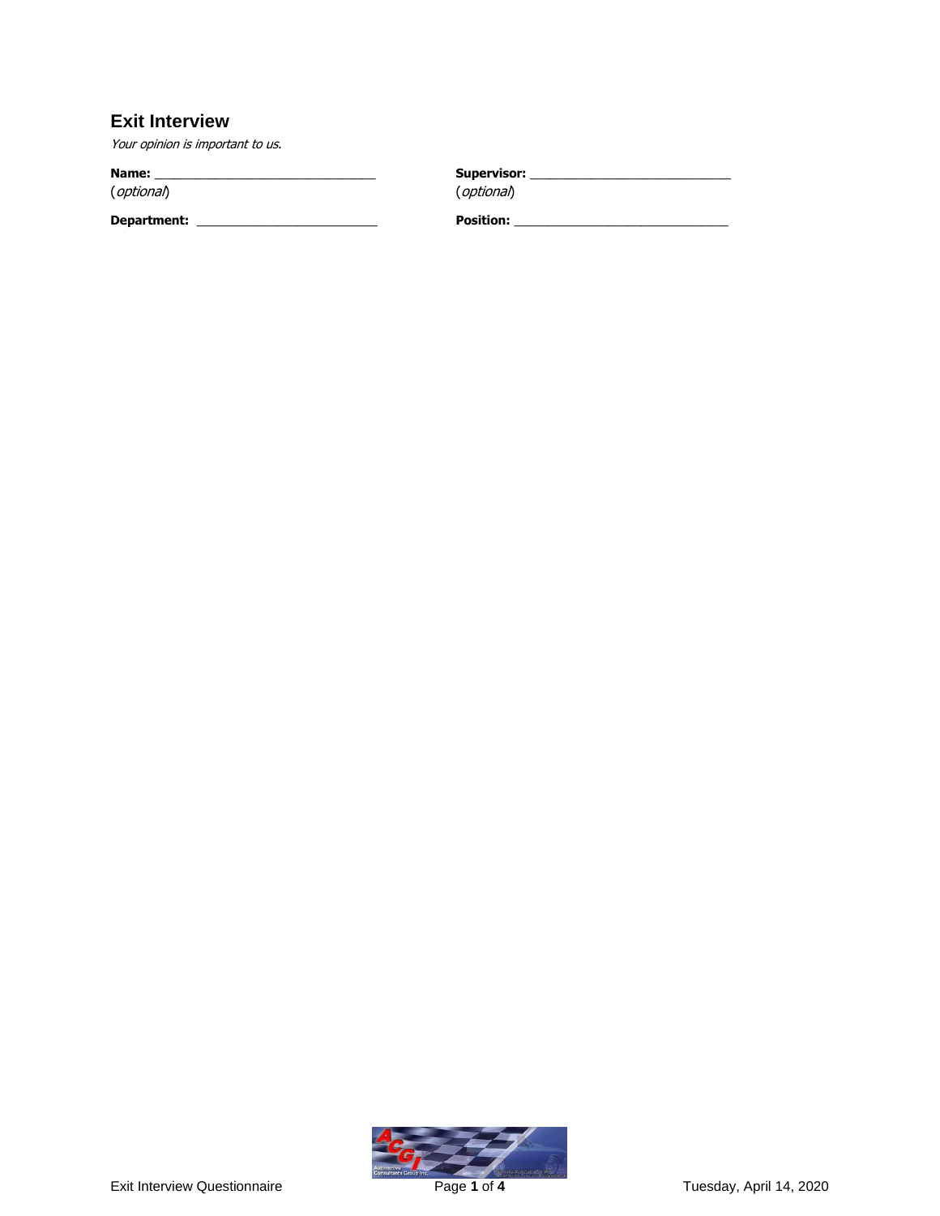## Exit Interview

*Your opinion is important to us.*

**Name:** ______________________________ (*optional*)

**Supervisor:** ____________________________ (*optional*)

**Department:** _________________________

**Position:** ______________________________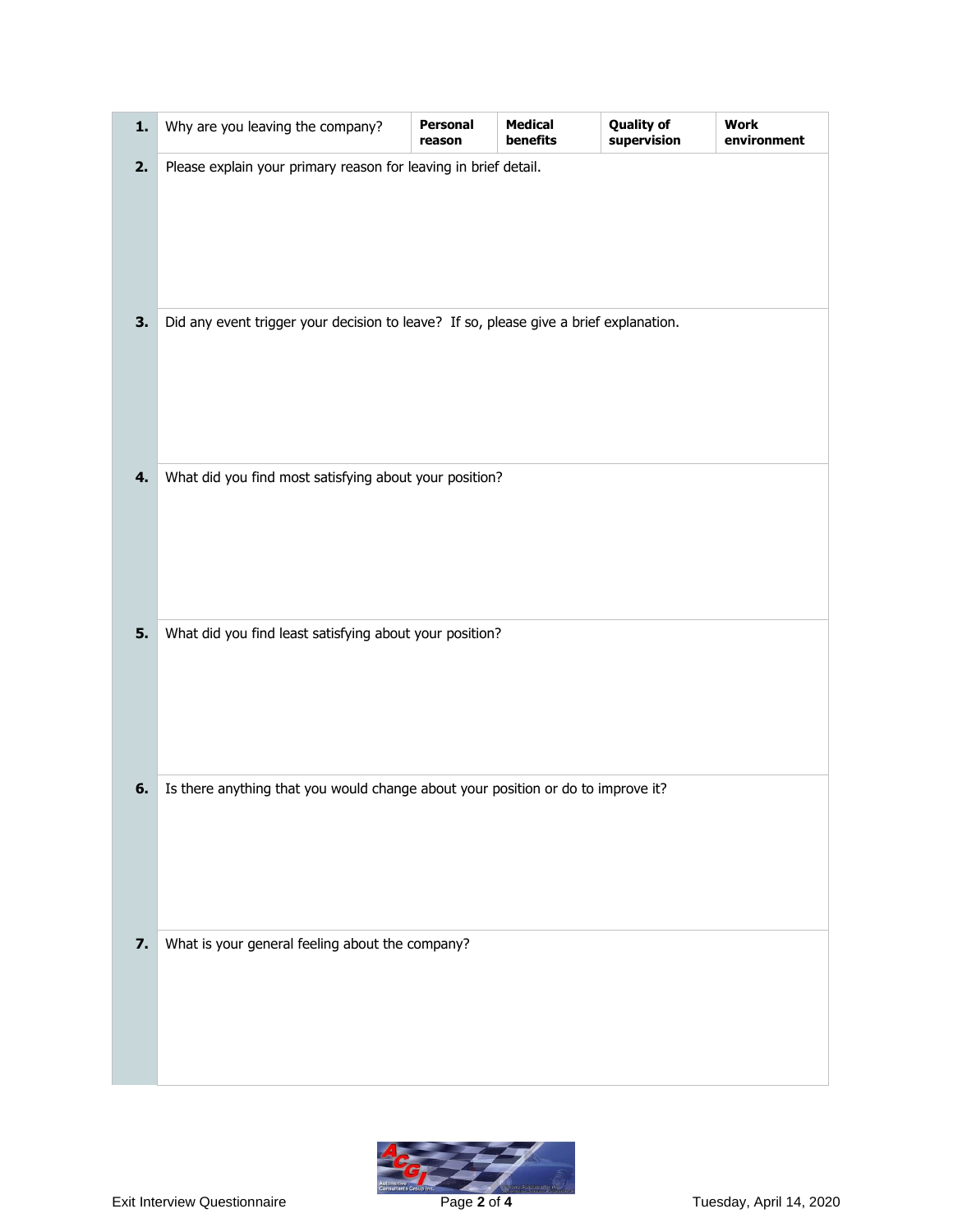| | | | | | |
|---|---|---|---|---|---|
| **1.** | Why are you leaving the company? | **Personal reason** | **Medical benefits** | **Quality of supervision** | **Work environment** |
| **2.** | Please explain your primary reason for leaving in brief detail. | | | | |
| **3.** | Did any event trigger your decision to leave? If so, please give a brief explanation. | | | | |
| **4.** | What did you find most satisfying about your position? | | | | |
| **5.** | What did you find least satisfying about your position? | | | | |
| **6.** | Is there anything that you would change about your position or do to improve it? | | | | |
| **7.** | What is your general feeling about the company? | | | | |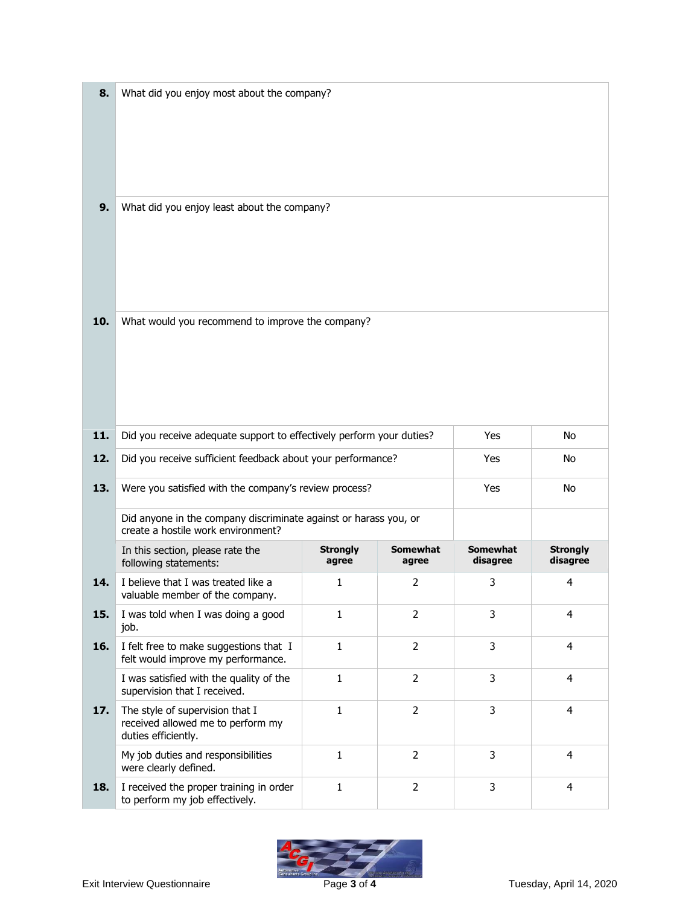| | | | | | |
|---|---|---|---|---|---|
| **8.** | What did you enjoy most about the company? | | | | |
| **9.** | What did you enjoy least about the company? | | | | |
| **10.** | What would you recommend to improve the company? | | | | |
| **11.** | Did you receive adequate support to effectively perform your duties? | | | Yes | No |
| **12.** | Did you receive sufficient feedback about your performance? | | | Yes | No |
| **13.** | Were you satisfied with the company's review process? | | | Yes | No |
| | Did anyone in the company discriminate against or harass you, or create a hostile work environment? | | | | |
| | In this section, please rate the following statements: | **Strongly agree** | **Somewhat agree** | **Somewhat disagree** | **Strongly disagree** |
| **14.** | I believe that I was treated like a valuable member of the company. | 1 | 2 | 3 | 4 |
| **15.** | I was told when I was doing a good job. | 1 | 2 | 3 | 4 |
| **16.** | I felt free to make suggestions that I felt would improve my performance. | 1 | 2 | 3 | 4 |
| | I was satisfied with the quality of the supervision that I received. | 1 | 2 | 3 | 4 |
| **17.** | The style of supervision that I received allowed me to perform my duties efficiently. | 1 | 2 | 3 | 4 |
| | My job duties and responsibilities were clearly defined. | 1 | 2 | 3 | 4 |
| **18.** | I received the proper training in order to perform my job effectively. | 1 | 2 | 3 | 4 |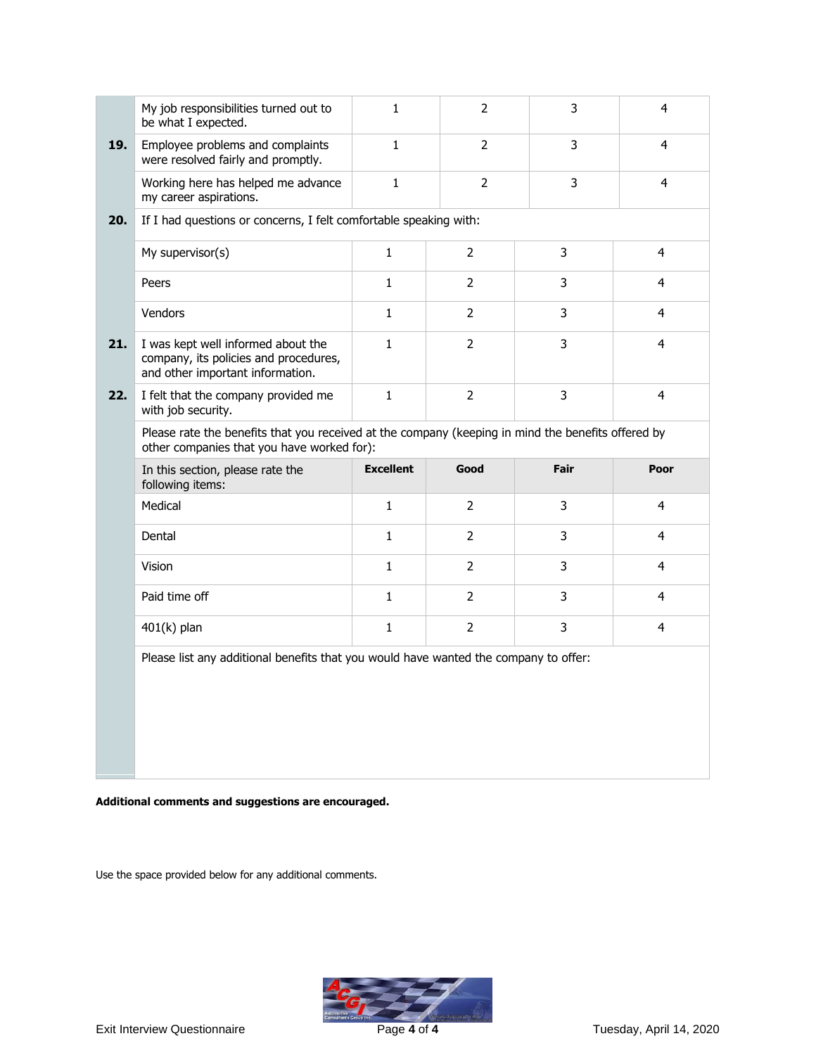| | | | | | |
|---|---|---|---|---|---|
| | My job responsibilities turned out to be what I expected. | 1 | 2 | 3 | 4 |
| **19.** | Employee problems and complaints were resolved fairly and promptly. | 1 | 2 | 3 | 4 |
| | Working here has helped me advance my career aspirations. | 1 | 2 | 3 | 4 |
| **20.** | If I had questions or concerns, I felt comfortable speaking with: | | | | |
| | My supervisor(s) | 1 | 2 | 3 | 4 |
| | Peers | 1 | 2 | 3 | 4 |
| | Vendors | 1 | 2 | 3 | 4 |
| **21.** | I was kept well informed about the company, its policies and procedures, and other important information. | 1 | 2 | 3 | 4 |
| **22.** | I felt that the company provided me with job security. | 1 | 2 | 3 | 4 |
| | Please rate the benefits that you received at the company (keeping in mind the benefits offered by other companies that you have worked for): | | | | |
| | In this section, please rate the following items: | **Excellent** | **Good** | **Fair** | **Poor** |
| | Medical | 1 | 2 | 3 | 4 |
| | Dental | 1 | 2 | 3 | 4 |
| | Vision | 1 | 2 | 3 | 4 |
| | Paid time off | 1 | 2 | 3 | 4 |
| | 401(k) plan | 1 | 2 | 3 | 4 |
| | Please list any additional benefits that you would have wanted the company to offer: | | | | |

**Additional comments and suggestions are encouraged.**

Use the space provided below for any additional comments.